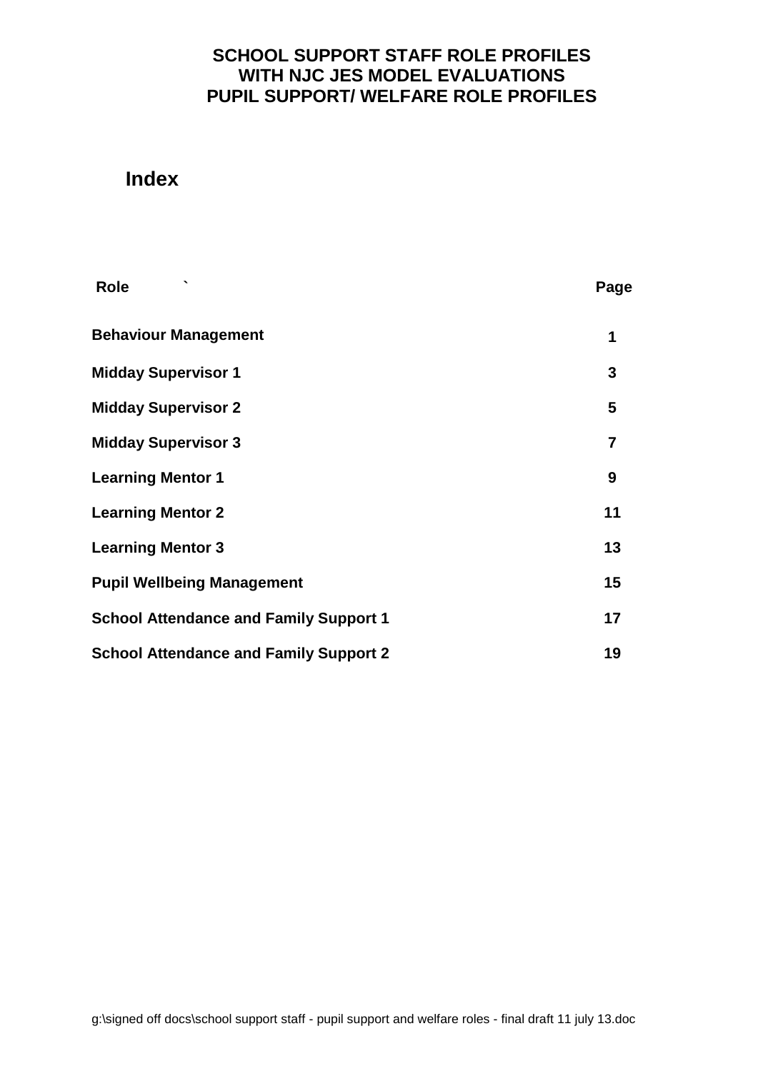# SCHOOL SUPPORT STAFF ROLE PROFILES WITH NJC JES MODEL EVALUATIONS PUPIL SUPPORT/ WELFARE ROLE PROFILES

## Index

| Role ` | Page |
|---|---|
| **Behaviour Management** | **1** |
| **Midday Supervisor 1** | **3** |
| **Midday Supervisor 2** | **5** |
| **Midday Supervisor 3** | **7** |
| **Learning Mentor 1** | **9** |
| **Learning Mentor 2** | **11** |
| **Learning Mentor 3** | **13** |
| **Pupil Wellbeing Management** | **15** |
| **School Attendance and Family Support 1** | **17** |
| **School Attendance and Family Support 2** | **19** |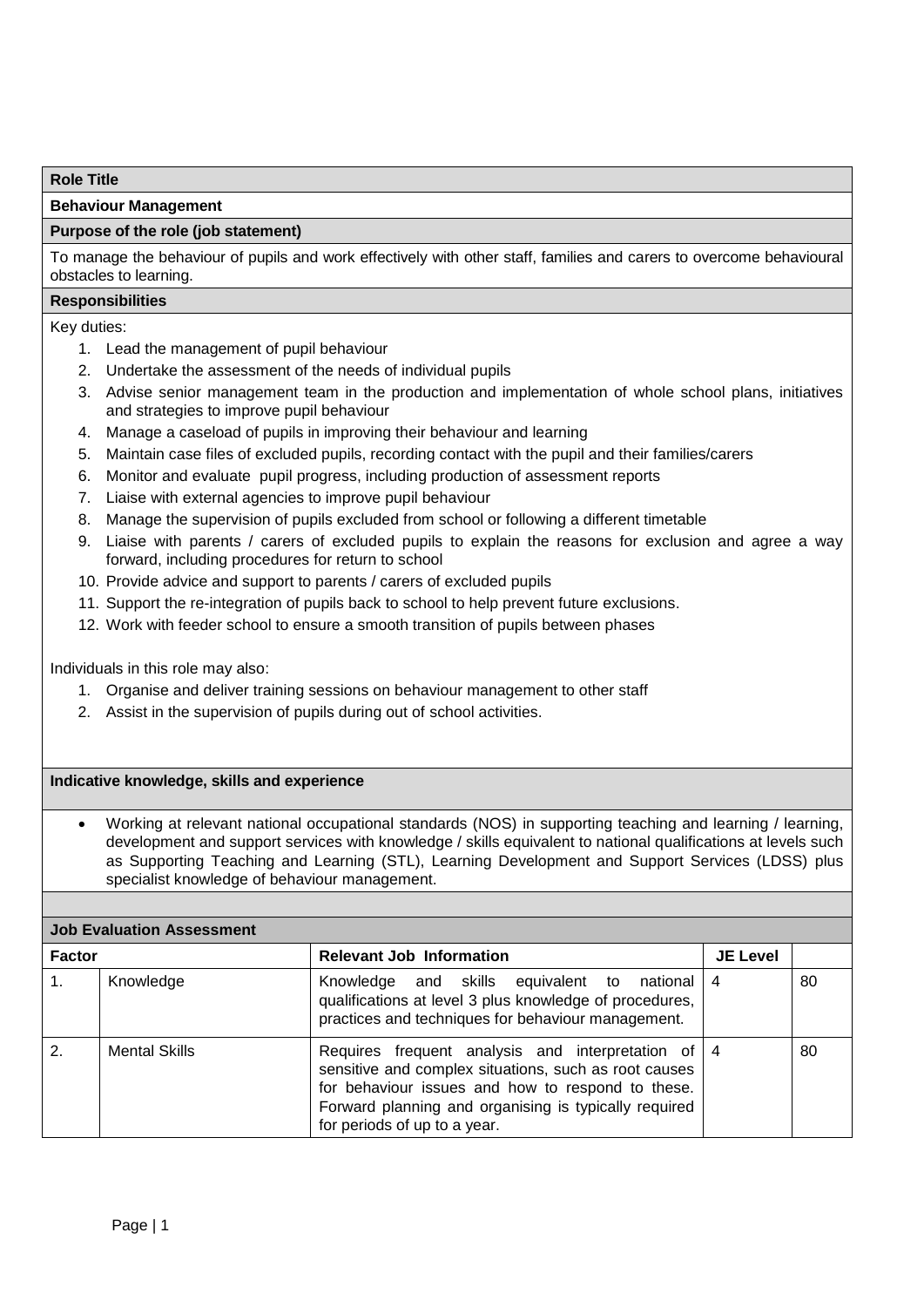**Role Title**

**Behaviour Management**

**Purpose of the role (job statement)**

To manage the behaviour of pupils and work effectively with other staff, families and carers to overcome behavioural obstacles to learning.

**Responsibilities**

Key duties:

1. Lead the management of pupil behaviour
2. Undertake the assessment of the needs of individual pupils
3. Advise senior management team in the production and implementation of whole school plans, initiatives and strategies to improve pupil behaviour
4. Manage a caseload of pupils in improving their behaviour and learning
5. Maintain case files of excluded pupils, recording contact with the pupil and their families/carers
6. Monitor and evaluate pupil progress, including production of assessment reports
7. Liaise with external agencies to improve pupil behaviour
8. Manage the supervision of pupils excluded from school or following a different timetable
9. Liaise with parents / carers of excluded pupils to explain the reasons for exclusion and agree a way forward, including procedures for return to school
10. Provide advice and support to parents / carers of excluded pupils
11. Support the re-integration of pupils back to school to help prevent future exclusions.
12. Work with feeder school to ensure a smooth transition of pupils between phases

Individuals in this role may also:

1. Organise and deliver training sessions on behaviour management to other staff
2. Assist in the supervision of pupils during out of school activities.

**Indicative knowledge, skills and experience**

- Working at relevant national occupational standards (NOS) in supporting teaching and learning / learning, development and support services with knowledge / skills equivalent to national qualifications at levels such as Supporting Teaching and Learning (STL), Learning Development and Support Services (LDSS) plus specialist knowledge of behaviour management.

**Job Evaluation Assessment**

| **Factor** | | **Relevant Job Information** | **JE Level** | |
|---|---|---|---|---|
| 1. | Knowledge | Knowledge and skills equivalent to national qualifications at level 3 plus knowledge of procedures, practices and techniques for behaviour management. | 4 | 80 |
| 2. | Mental Skills | Requires frequent analysis and interpretation of sensitive and complex situations, such as root causes for behaviour issues and how to respond to these. Forward planning and organising is typically required for periods of up to a year. | 4 | 80 |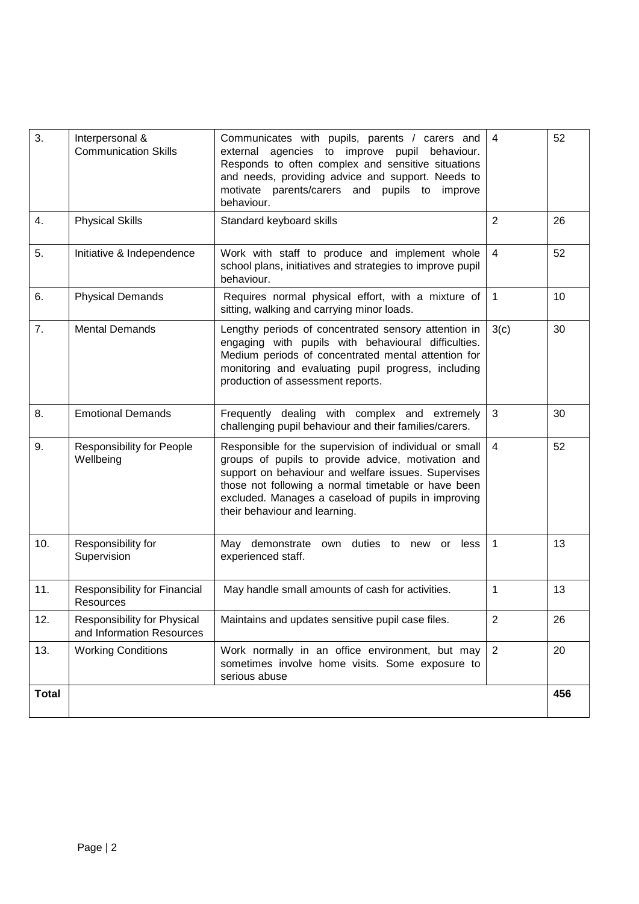| 3. | Interpersonal & Communication Skills | Communicates with pupils, parents / carers and external agencies to improve pupil behaviour. Responds to often complex and sensitive situations and needs, providing advice and support. Needs to motivate parents/carers and pupils to improve behaviour. | 4 | 52 |
|---|---|---|---|---|
| 4. | Physical Skills | Standard keyboard skills | 2 | 26 |
| 5. | Initiative & Independence | Work with staff to produce and implement whole school plans, initiatives and strategies to improve pupil behaviour. | 4 | 52 |
| 6. | Physical Demands | Requires normal physical effort, with a mixture of sitting, walking and carrying minor loads. | 1 | 10 |
| 7. | Mental Demands | Lengthy periods of concentrated sensory attention in engaging with pupils with behavioural difficulties. Medium periods of concentrated mental attention for monitoring and evaluating pupil progress, including production of assessment reports. | 3(c) | 30 |
| 8. | Emotional Demands | Frequently dealing with complex and extremely challenging pupil behaviour and their families/carers. | 3 | 30 |
| 9. | Responsibility for People Wellbeing | Responsible for the supervision of individual or small groups of pupils to provide advice, motivation and support on behaviour and welfare issues. Supervises those not following a normal timetable or have been excluded. Manages a caseload of pupils in improving their behaviour and learning. | 4 | 52 |
| 10. | Responsibility for Supervision | May demonstrate own duties to new or less experienced staff. | 1 | 13 |
| 11. | Responsibility for Financial Resources | May handle small amounts of cash for activities. | 1 | 13 |
| 12. | Responsibility for Physical and Information Resources | Maintains and updates sensitive pupil case files. | 2 | 26 |
| 13. | Working Conditions | Work normally in an office environment, but may sometimes involve home visits. Some exposure to serious abuse | 2 | 20 |
| **Total** | | | | **456** |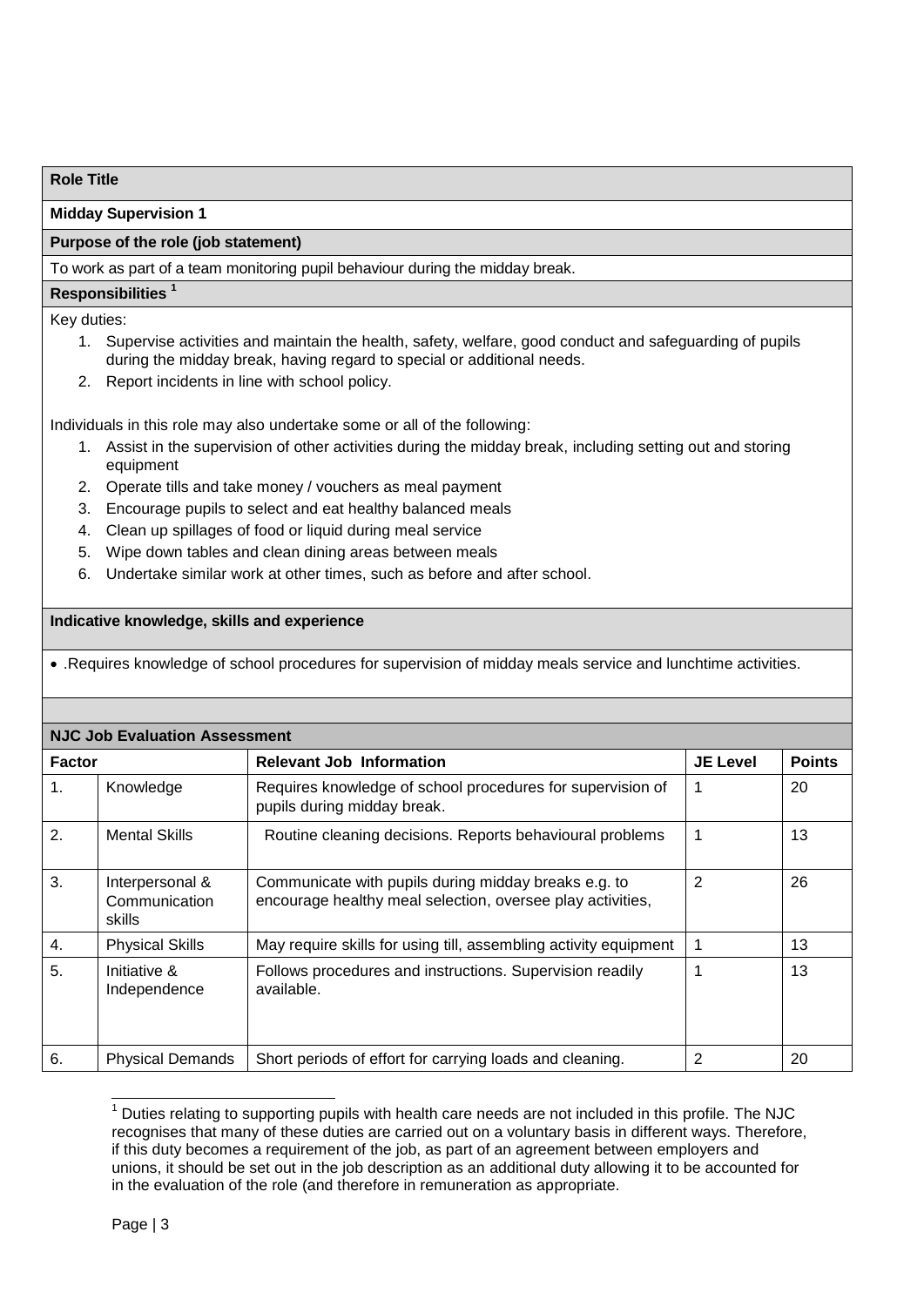**Role Title**

**Midday Supervision 1**

**Purpose of the role (job statement)**

To work as part of a team monitoring pupil behaviour during the midday break.

**Responsibilities [1]**

Key duties:

1. Supervise activities and maintain the health, safety, welfare, good conduct and safeguarding of pupils during the midday break, having regard to special or additional needs.
2. Report incidents in line with school policy.

Individuals in this role may also undertake some or all of the following:

1. Assist in the supervision of other activities during the midday break, including setting out and storing equipment
2. Operate tills and take money / vouchers as meal payment
3. Encourage pupils to select and eat healthy balanced meals
4. Clean up spillages of food or liquid during meal service
5. Wipe down tables and clean dining areas between meals
6. Undertake similar work at other times, such as before and after school.

**Indicative knowledge, skills and experience**

- .Requires knowledge of school procedures for supervision of midday meals service and lunchtime activities.

**NJC Job Evaluation Assessment**

| Factor | | Relevant Job Information | JE Level | Points |
|---|---|---|---|---|
| 1. | Knowledge | Requires knowledge of school procedures for supervision of pupils during midday break. | 1 | 20 |
| 2. | Mental Skills | Routine cleaning decisions. Reports behavioural problems | 1 | 13 |
| 3. | Interpersonal & Communication skills | Communicate with pupils during midday breaks e.g. to encourage healthy meal selection, oversee play activities, | 2 | 26 |
| 4. | Physical Skills | May require skills for using till, assembling activity equipment | 1 | 13 |
| 5. | Initiative & Independence | Follows procedures and instructions. Supervision readily available. | 1 | 13 |
| 6. | Physical Demands | Short periods of effort for carrying loads and cleaning. | 2 | 20 |

[1] Duties relating to supporting pupils with health care needs are not included in this profile. The NJC recognises that many of these duties are carried out on a voluntary basis in different ways. Therefore, if this duty becomes a requirement of the job, as part of an agreement between employers and unions, it should be set out in the job description as an additional duty allowing it to be accounted for in the evaluation of the role (and therefore in remuneration as appropriate.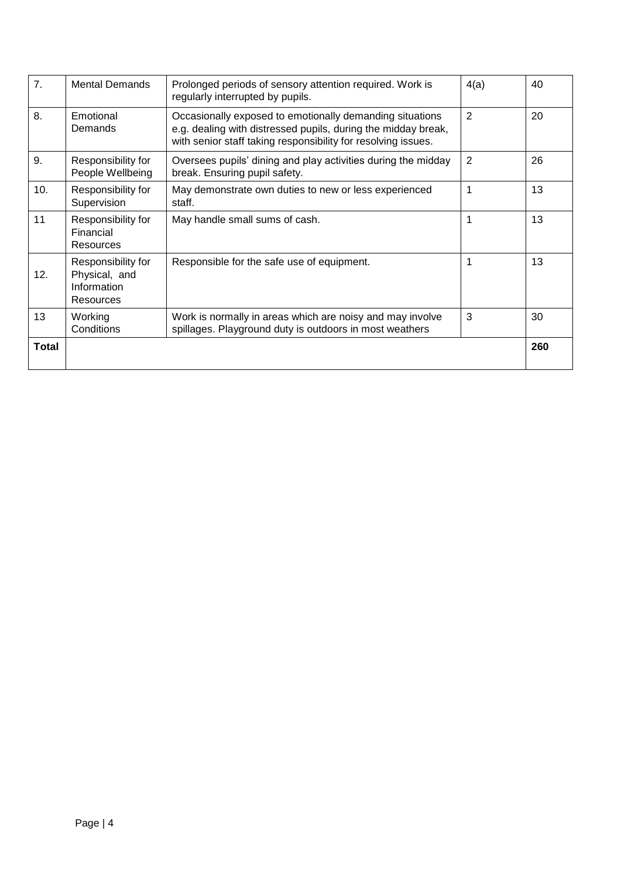| 7. | Mental Demands | Prolonged periods of sensory attention required. Work is regularly interrupted by pupils. | 4(a) | 40 |
|---|---|---|---|---|
| 8. | Emotional Demands | Occasionally exposed to emotionally demanding situations e.g. dealing with distressed pupils, during the midday break, with senior staff taking responsibility for resolving issues. | 2 | 20 |
| 9. | Responsibility for People Wellbeing | Oversees pupils' dining and play activities during the midday break. Ensuring pupil safety. | 2 | 26 |
| 10. | Responsibility for Supervision | May demonstrate own duties to new or less experienced staff. | 1 | 13 |
| 11 | Responsibility for Financial Resources | May handle small sums of cash. | 1 | 13 |
| 12. | Responsibility for Physical, and Information Resources | Responsible for the safe use of equipment. | 1 | 13 |
| 13 | Working Conditions | Work is normally in areas which are noisy and may involve spillages. Playground duty is outdoors in most weathers | 3 | 30 |
| **Total** | | | | **260** |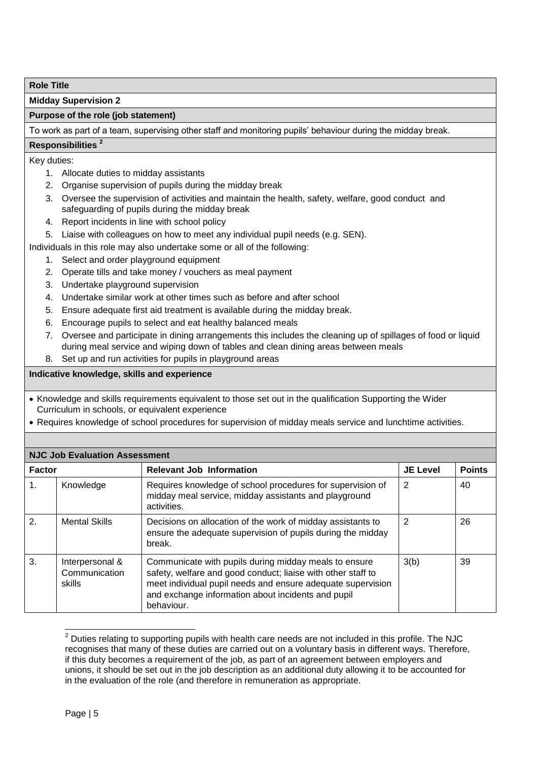**Role Title**

**Midday Supervision 2**

**Purpose of the role (job statement)**

To work as part of a team, supervising other staff and monitoring pupils' behaviour during the midday break.

**Responsibilities [2]**

Key duties:

1. Allocate duties to midday assistants
2. Organise supervision of pupils during the midday break
3. Oversee the supervision of activities and maintain the health, safety, welfare, good conduct and safeguarding of pupils during the midday break
4. Report incidents in line with school policy
5. Liaise with colleagues on how to meet any individual pupil needs (e.g. SEN).

Individuals in this role may also undertake some or all of the following:

1. Select and order playground equipment
2. Operate tills and take money / vouchers as meal payment
3. Undertake playground supervision
4. Undertake similar work at other times such as before and after school
5. Ensure adequate first aid treatment is available during the midday break.
6. Encourage pupils to select and eat healthy balanced meals
7. Oversee and participate in dining arrangements this includes the cleaning up of spillages of food or liquid during meal service and wiping down of tables and clean dining areas between meals
8. Set up and run activities for pupils in playground areas

**Indicative knowledge, skills and experience**

- Knowledge and skills requirements equivalent to those set out in the qualification Supporting the Wider Curriculum in schools, or equivalent experience
- Requires knowledge of school procedures for supervision of midday meals service and lunchtime activities.

**NJC Job Evaluation Assessment**

| Factor | | Relevant Job Information | JE Level | Points |
|---|---|---|---|---|
| 1. | Knowledge | Requires knowledge of school procedures for supervision of midday meal service, midday assistants and playground activities. | 2 | 40 |
| 2. | Mental Skills | Decisions on allocation of the work of midday assistants to ensure the adequate supervision of pupils during the midday break. | 2 | 26 |
| 3. | Interpersonal & Communication skills | Communicate with pupils during midday meals to ensure safety, welfare and good conduct; liaise with other staff to meet individual pupil needs and ensure adequate supervision and exchange information about incidents and pupil behaviour. | 3(b) | 39 |

[2] Duties relating to supporting pupils with health care needs are not included in this profile. The NJC recognises that many of these duties are carried out on a voluntary basis in different ways. Therefore, if this duty becomes a requirement of the job, as part of an agreement between employers and unions, it should be set out in the job description as an additional duty allowing it to be accounted for in the evaluation of the role (and therefore in remuneration as appropriate.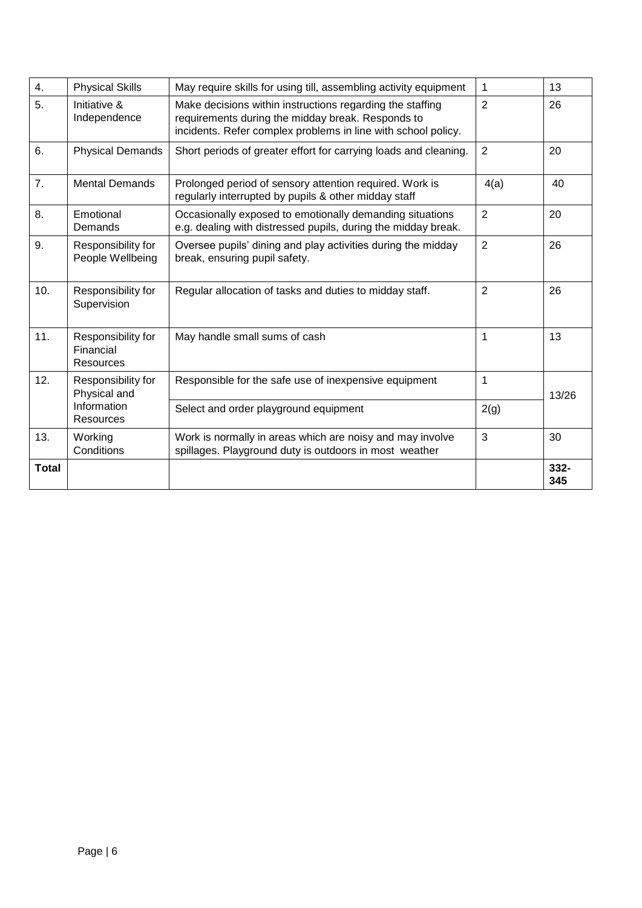| 4. | Physical Skills | May require skills for using till, assembling activity equipment | 1 | 13 |
|---|---|---|---|---|
| 5. | Initiative & Independence | Make decisions within instructions regarding the staffing requirements during the midday break. Responds to incidents. Refer complex problems in line with school policy. | 2 | 26 |
| 6. | Physical Demands | Short periods of greater effort for carrying loads and cleaning. | 2 | 20 |
| 7. | Mental Demands | Prolonged period of sensory attention required. Work is regularly interrupted by pupils & other midday staff | 4(a) | 40 |
| 8. | Emotional Demands | Occasionally exposed to emotionally demanding situations e.g. dealing with distressed pupils, during the midday break. | 2 | 20 |
| 9. | Responsibility for People Wellbeing | Oversee pupils' dining and play activities during the midday break, ensuring pupil safety. | 2 | 26 |
| 10. | Responsibility for Supervision | Regular allocation of tasks and duties to midday staff. | 2 | 26 |
| 11. | Responsibility for Financial Resources | May handle small sums of cash | 1 | 13 |
| 12. | Responsibility for Physical and Information Resources | Responsible for the safe use of inexpensive equipment | 1 | 13/26 |
| | | Select and order playground equipment | 2(g) | |
| 13. | Working Conditions | Work is normally in areas which are noisy and may involve spillages. Playground duty is outdoors in most weather | 3 | 30 |
| **Total** | | | | **332-345** |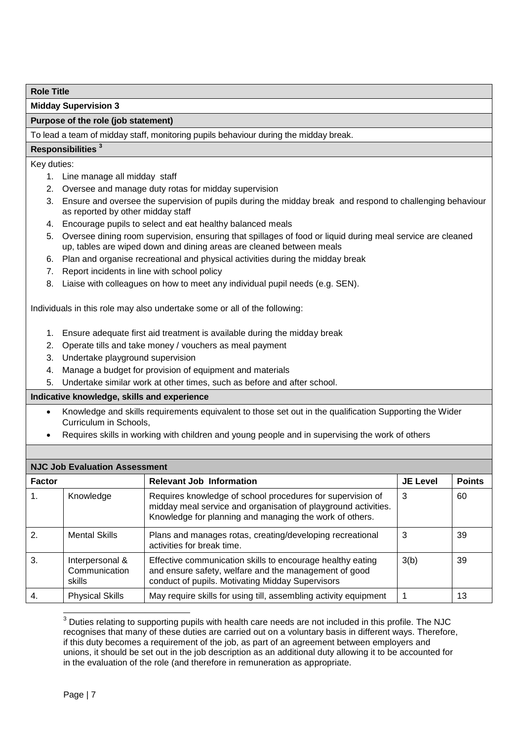**Role Title**

**Midday Supervision 3**

**Purpose of the role (job statement)**

To lead a team of midday staff, monitoring pupils behaviour during the midday break.

**Responsibilities [3]**

Key duties:

1. Line manage all midday staff
2. Oversee and manage duty rotas for midday supervision
3. Ensure and oversee the supervision of pupils during the midday break and respond to challenging behaviour as reported by other midday staff
4. Encourage pupils to select and eat healthy balanced meals
5. Oversee dining room supervision, ensuring that spillages of food or liquid during meal service are cleaned up, tables are wiped down and dining areas are cleaned between meals
6. Plan and organise recreational and physical activities during the midday break
7. Report incidents in line with school policy
8. Liaise with colleagues on how to meet any individual pupil needs (e.g. SEN).

Individuals in this role may also undertake some or all of the following:

1. Ensure adequate first aid treatment is available during the midday break
2. Operate tills and take money / vouchers as meal payment
3. Undertake playground supervision
4. Manage a budget for provision of equipment and materials
5. Undertake similar work at other times, such as before and after school.

**Indicative knowledge, skills and experience**

- Knowledge and skills requirements equivalent to those set out in the qualification Supporting the Wider Curriculum in Schools,
- Requires skills in working with children and young people and in supervising the work of others

**NJC Job Evaluation Assessment**

| Factor | | Relevant Job Information | JE Level | Points |
|---|---|---|---|---|
| 1. | Knowledge | Requires knowledge of school procedures for supervision of midday meal service and organisation of playground activities. Knowledge for planning and managing the work of others. | 3 | 60 |
| 2. | Mental Skills | Plans and manages rotas, creating/developing recreational activities for break time. | 3 | 39 |
| 3. | Interpersonal & Communication skills | Effective communication skills to encourage healthy eating and ensure safety, welfare and the management of good conduct of pupils. Motivating Midday Supervisors | 3(b) | 39 |
| 4. | Physical Skills | May require skills for using till, assembling activity equipment | 1 | 13 |

[3] Duties relating to supporting pupils with health care needs are not included in this profile. The NJC recognises that many of these duties are carried out on a voluntary basis in different ways. Therefore, if this duty becomes a requirement of the job, as part of an agreement between employers and unions, it should be set out in the job description as an additional duty allowing it to be accounted for in the evaluation of the role (and therefore in remuneration as appropriate.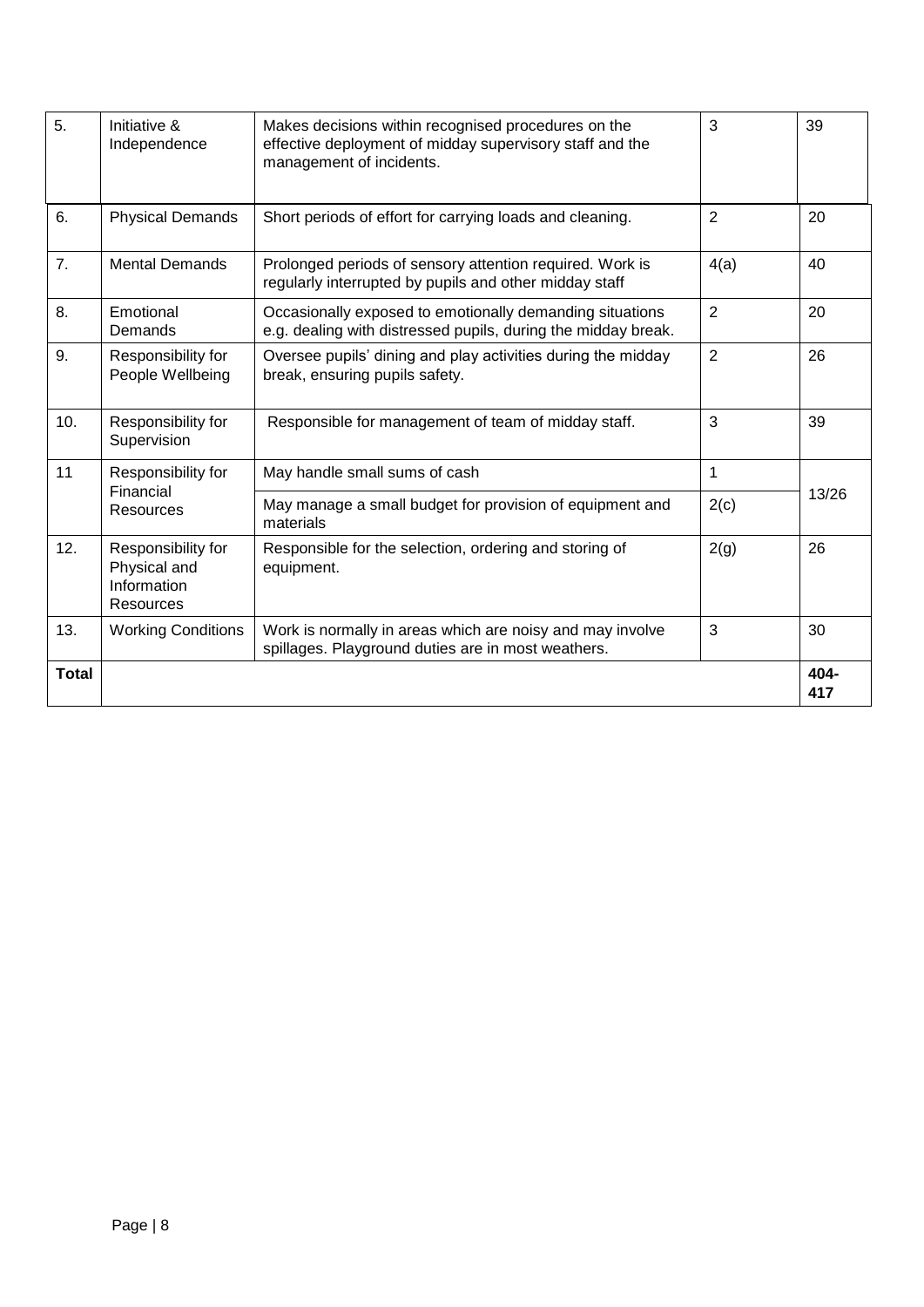| | | | | |
|---|---|---|---|---|
| 5. | Initiative & Independence | Makes decisions within recognised procedures on the effective deployment of midday supervisory staff and the management of incidents. | 3 | 39 |
| 6. | Physical Demands | Short periods of effort for carrying loads and cleaning. | 2 | 20 |
| 7. | Mental Demands | Prolonged periods of sensory attention required. Work is regularly interrupted by pupils and other midday staff | 4(a) | 40 |
| 8. | Emotional Demands | Occasionally exposed to emotionally demanding situations e.g. dealing with distressed pupils, during the midday break. | 2 | 20 |
| 9. | Responsibility for People Wellbeing | Oversee pupils' dining and play activities during the midday break, ensuring pupils safety. | 2 | 26 |
| 10. | Responsibility for Supervision | Responsible for management of team of midday staff. | 3 | 39 |
| 11 | Responsibility for Financial Resources | May handle small sums of cash | 1 | 13/26 |
| | | May manage a small budget for provision of equipment and materials | 2(c) | |
| 12. | Responsibility for Physical and Information Resources | Responsible for the selection, ordering and storing of equipment. | 2(g) | 26 |
| 13. | Working Conditions | Work is normally in areas which are noisy and may involve spillages. Playground duties are in most weathers. | 3 | 30 |
| **Total** | | | | **404-417** |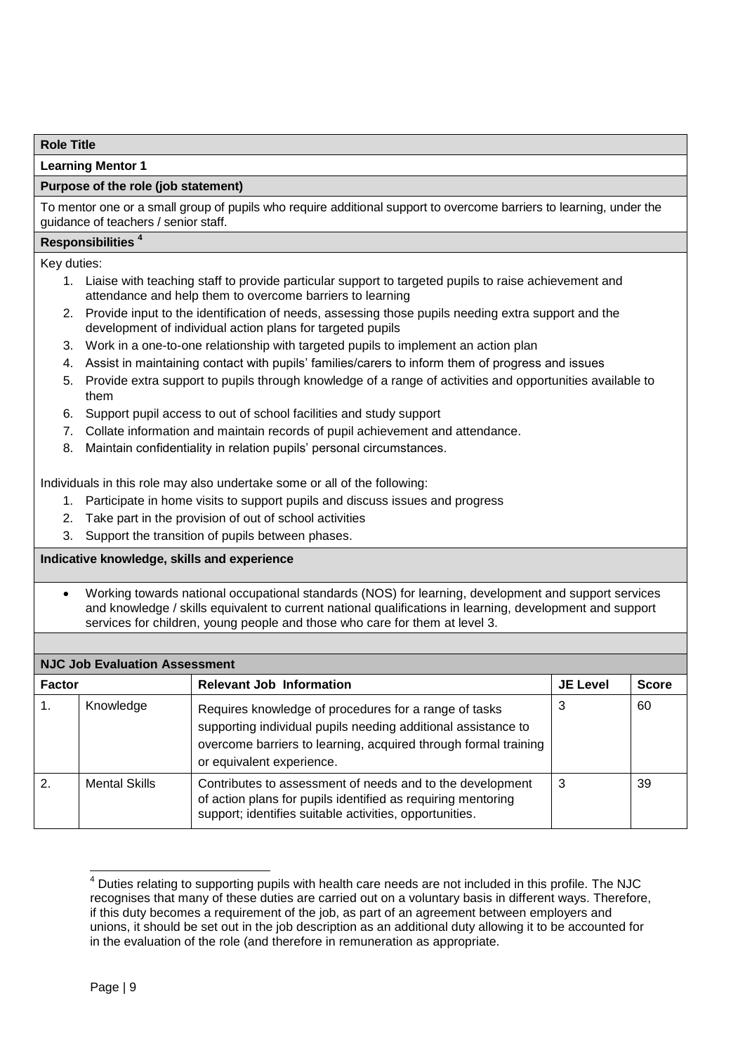**Role Title**

**Learning Mentor 1**

**Purpose of the role (job statement)**

To mentor one or a small group of pupils who require additional support to overcome barriers to learning, under the guidance of teachers / senior staff.

**Responsibilities [4]**

Key duties:

1. Liaise with teaching staff to provide particular support to targeted pupils to raise achievement and attendance and help them to overcome barriers to learning
2. Provide input to the identification of needs, assessing those pupils needing extra support and the development of individual action plans for targeted pupils
3. Work in a one-to-one relationship with targeted pupils to implement an action plan
4. Assist in maintaining contact with pupils' families/carers to inform them of progress and issues
5. Provide extra support to pupils through knowledge of a range of activities and opportunities available to them
6. Support pupil access to out of school facilities and study support
7. Collate information and maintain records of pupil achievement and attendance.
8. Maintain confidentiality in relation pupils' personal circumstances.

Individuals in this role may also undertake some or all of the following:

1. Participate in home visits to support pupils and discuss issues and progress
2. Take part in the provision of out of school activities
3. Support the transition of pupils between phases.

**Indicative knowledge, skills and experience**

- Working towards national occupational standards (NOS) for learning, development and support services and knowledge / skills equivalent to current national qualifications in learning, development and support services for children, young people and those who care for them at level 3.

**NJC Job Evaluation Assessment**

| Factor | | Relevant Job Information | JE Level | Score |
|---|---|---|---|---|
| 1. | Knowledge | Requires knowledge of procedures for a range of tasks supporting individual pupils needing additional assistance to overcome barriers to learning, acquired through formal training or equivalent experience. | 3 | 60 |
| 2. | Mental Skills | Contributes to assessment of needs and to the development of action plans for pupils identified as requiring mentoring support; identifies suitable activities, opportunities. | 3 | 39 |

[4] Duties relating to supporting pupils with health care needs are not included in this profile. The NJC recognises that many of these duties are carried out on a voluntary basis in different ways. Therefore, if this duty becomes a requirement of the job, as part of an agreement between employers and unions, it should be set out in the job description as an additional duty allowing it to be accounted for in the evaluation of the role (and therefore in remuneration as appropriate.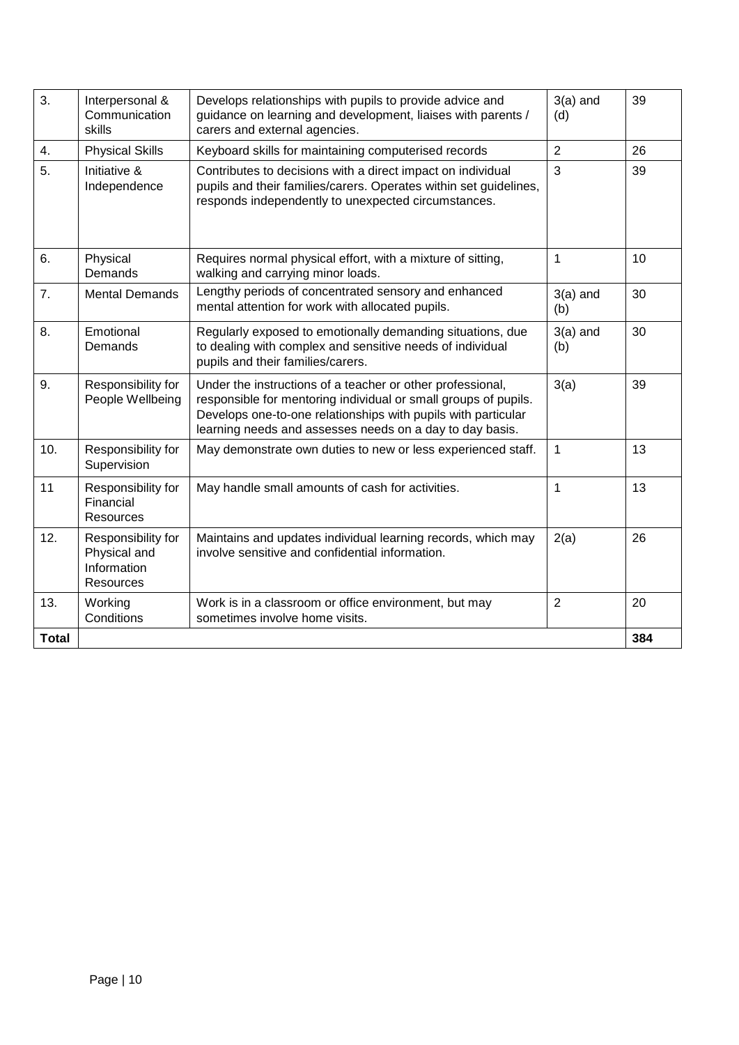| | | | | |
|---|---|---|---|---|
| 3. | Interpersonal & Communication skills | Develops relationships with pupils to provide advice and guidance on learning and development, liaises with parents / carers and external agencies. | 3(a) and (d) | 39 |
| 4. | Physical Skills | Keyboard skills for maintaining computerised records | 2 | 26 |
| 5. | Initiative & Independence | Contributes to decisions with a direct impact on individual pupils and their families/carers. Operates within set guidelines, responds independently to unexpected circumstances. | 3 | 39 |
| 6. | Physical Demands | Requires normal physical effort, with a mixture of sitting, walking and carrying minor loads. | 1 | 10 |
| 7. | Mental Demands | Lengthy periods of concentrated sensory and enhanced mental attention for work with allocated pupils. | 3(a) and (b) | 30 |
| 8. | Emotional Demands | Regularly exposed to emotionally demanding situations, due to dealing with complex and sensitive needs of individual pupils and their families/carers. | 3(a) and (b) | 30 |
| 9. | Responsibility for People Wellbeing | Under the instructions of a teacher or other professional, responsible for mentoring individual or small groups of pupils. Develops one-to-one relationships with pupils with particular learning needs and assesses needs on a day to day basis. | 3(a) | 39 |
| 10. | Responsibility for Supervision | May demonstrate own duties to new or less experienced staff. | 1 | 13 |
| 11 | Responsibility for Financial Resources | May handle small amounts of cash for activities. | 1 | 13 |
| 12. | Responsibility for Physical and Information Resources | Maintains and updates individual learning records, which may involve sensitive and confidential information. | 2(a) | 26 |
| 13. | Working Conditions | Work is in a classroom or office environment, but may sometimes involve home visits. | 2 | 20 |
| **Total** | | | | **384** |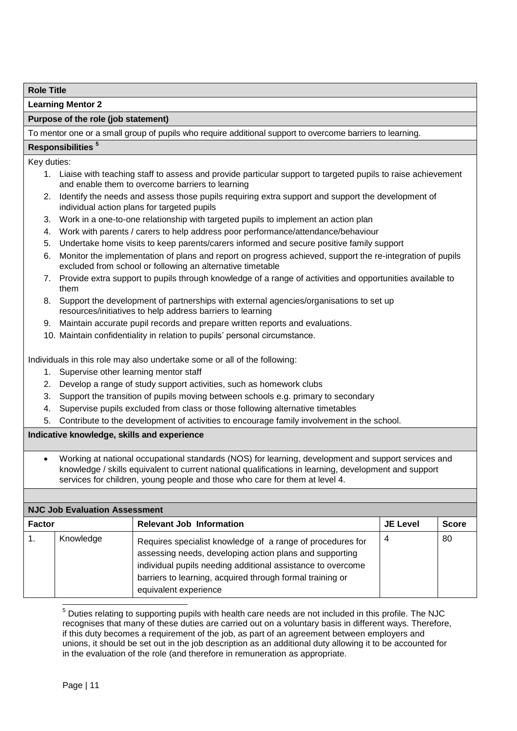**Role Title**

**Learning Mentor 2**

**Purpose of the role (job statement)**

To mentor one or a small group of pupils who require additional support to overcome barriers to learning.

**Responsibilities [5]**

Key duties:

1. Liaise with teaching staff to assess and provide particular support to targeted pupils to raise achievement and enable them to overcome barriers to learning
2. Identify the needs and assess those pupils requiring extra support and support the development of individual action plans for targeted pupils
3. Work in a one-to-one relationship with targeted pupils to implement an action plan
4. Work with parents / carers to help address poor performance/attendance/behaviour
5. Undertake home visits to keep parents/carers informed and secure positive family support
6. Monitor the implementation of plans and report on progress achieved, support the re-integration of pupils excluded from school or following an alternative timetable
7. Provide extra support to pupils through knowledge of a range of activities and opportunities available to them
8. Support the development of partnerships with external agencies/organisations to set up resources/initiatives to help address barriers to learning
9. Maintain accurate pupil records and prepare written reports and evaluations.
10. Maintain confidentiality in relation to pupils' personal circumstance.

Individuals in this role may also undertake some or all of the following:

1. Supervise other learning mentor staff
2. Develop a range of study support activities, such as homework clubs
3. Support the transition of pupils moving between schools e.g. primary to secondary
4. Supervise pupils excluded from class or those following alternative timetables
5. Contribute to the development of activities to encourage family involvement in the school.

**Indicative knowledge, skills and experience**

- Working at national occupational standards (NOS) for learning, development and support services and knowledge / skills equivalent to current national qualifications in learning, development and support services for children, young people and those who care for them at level 4.

**NJC Job Evaluation Assessment**

| Factor | | Relevant Job Information | JE Level | Score |
|---|---|---|---|---|
| 1. | Knowledge | Requires specialist knowledge of a range of procedures for assessing needs, developing action plans and supporting individual pupils needing additional assistance to overcome barriers to learning, acquired through formal training or equivalent experience | 4 | 80 |

[5] Duties relating to supporting pupils with health care needs are not included in this profile. The NJC recognises that many of these duties are carried out on a voluntary basis in different ways. Therefore, if this duty becomes a requirement of the job, as part of an agreement between employers and unions, it should be set out in the job description as an additional duty allowing it to be accounted for in the evaluation of the role (and therefore in remuneration as appropriate.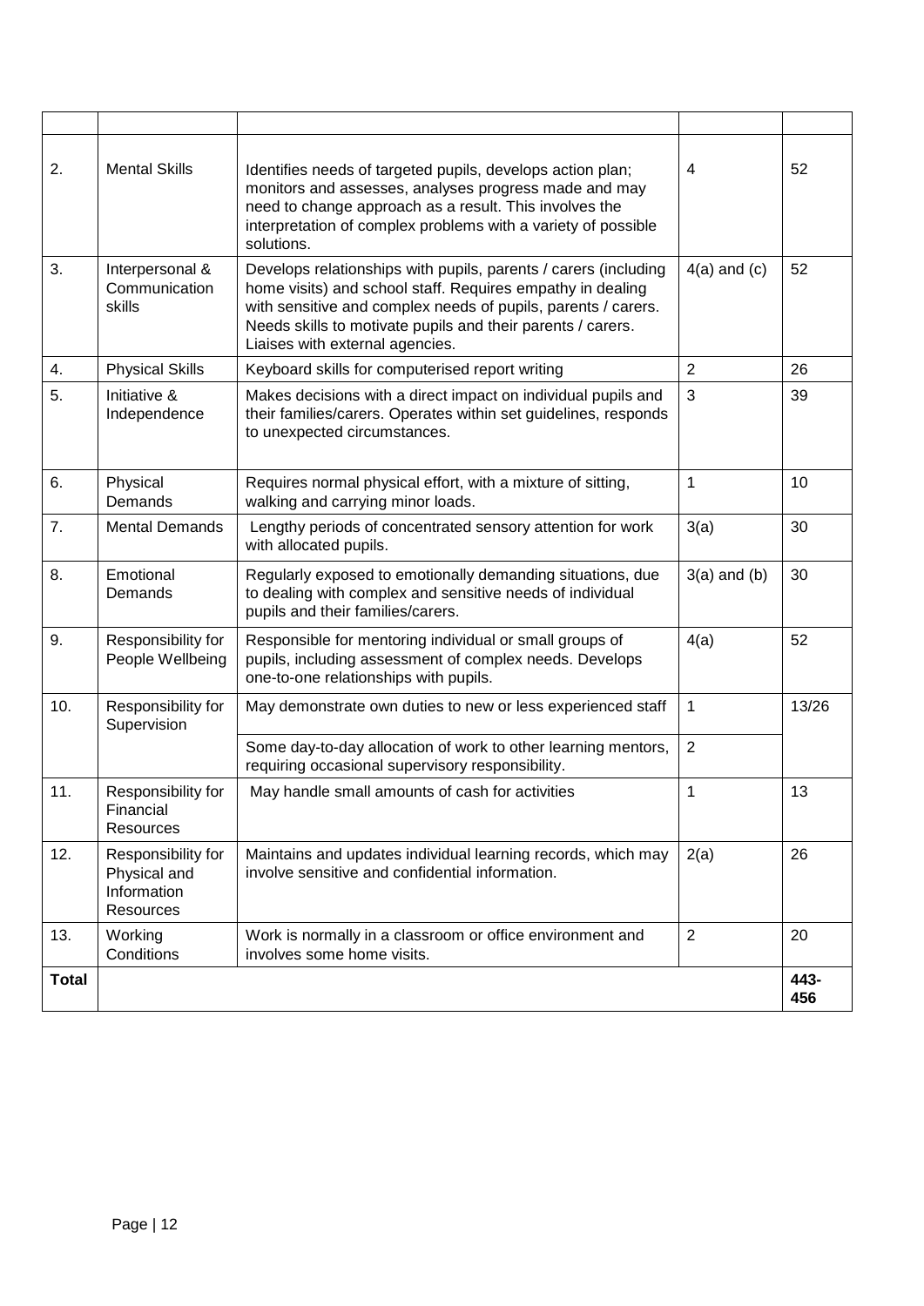| | | | | |
|---|---|---|---|---|
| 2. | Mental Skills | Identifies needs of targeted pupils, develops action plan; monitors and assesses, analyses progress made and may need to change approach as a result. This involves the interpretation of complex problems with a variety of possible solutions. | 4 | 52 |
| 3. | Interpersonal & Communication skills | Develops relationships with pupils, parents / carers (including home visits) and school staff. Requires empathy in dealing with sensitive and complex needs of pupils, parents / carers. Needs skills to motivate pupils and their parents / carers. Liaises with external agencies. | 4(a) and (c) | 52 |
| 4. | Physical Skills | Keyboard skills for computerised report writing | 2 | 26 |
| 5. | Initiative & Independence | Makes decisions with a direct impact on individual pupils and their families/carers. Operates within set guidelines, responds to unexpected circumstances. | 3 | 39 |
| 6. | Physical Demands | Requires normal physical effort, with a mixture of sitting, walking and carrying minor loads. | 1 | 10 |
| 7. | Mental Demands | Lengthy periods of concentrated sensory attention for work with allocated pupils. | 3(a) | 30 |
| 8. | Emotional Demands | Regularly exposed to emotionally demanding situations, due to dealing with complex and sensitive needs of individual pupils and their families/carers. | 3(a) and (b) | 30 |
| 9. | Responsibility for People Wellbeing | Responsible for mentoring individual or small groups of pupils, including assessment of complex needs. Develops one-to-one relationships with pupils. | 4(a) | 52 |
| 10. | Responsibility for Supervision | May demonstrate own duties to new or less experienced staff | 1 | 13/26 |
| | | Some day-to-day allocation of work to other learning mentors, requiring occasional supervisory responsibility. | 2 | |
| 11. | Responsibility for Financial Resources | May handle small amounts of cash for activities | 1 | 13 |
| 12. | Responsibility for Physical and Information Resources | Maintains and updates individual learning records, which may involve sensitive and confidential information. | 2(a) | 26 |
| 13. | Working Conditions | Work is normally in a classroom or office environment and involves some home visits. | 2 | 20 |
| **Total** | | | | **443-456** |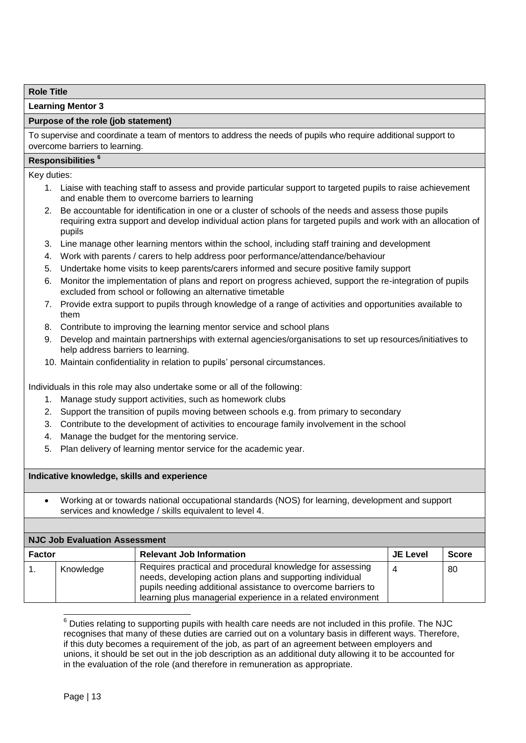**Role Title**

**Learning Mentor 3**

**Purpose of the role (job statement)**

To supervise and coordinate a team of mentors to address the needs of pupils who require additional support to overcome barriers to learning.

**Responsibilities [6]**

Key duties:

1. Liaise with teaching staff to assess and provide particular support to targeted pupils to raise achievement and enable them to overcome barriers to learning
2. Be accountable for identification in one or a cluster of schools of the needs and assess those pupils requiring extra support and develop individual action plans for targeted pupils and work with an allocation of pupils
3. Line manage other learning mentors within the school, including staff training and development
4. Work with parents / carers to help address poor performance/attendance/behaviour
5. Undertake home visits to keep parents/carers informed and secure positive family support
6. Monitor the implementation of plans and report on progress achieved, support the re-integration of pupils excluded from school or following an alternative timetable
7. Provide extra support to pupils through knowledge of a range of activities and opportunities available to them
8. Contribute to improving the learning mentor service and school plans
9. Develop and maintain partnerships with external agencies/organisations to set up resources/initiatives to help address barriers to learning.
10. Maintain confidentiality in relation to pupils' personal circumstances.

Individuals in this role may also undertake some or all of the following:

1. Manage study support activities, such as homework clubs
2. Support the transition of pupils moving between schools e.g. from primary to secondary
3. Contribute to the development of activities to encourage family involvement in the school
4. Manage the budget for the mentoring service.
5. Plan delivery of learning mentor service for the academic year.

**Indicative knowledge, skills and experience**

- Working at or towards national occupational standards (NOS) for learning, development and support services and knowledge / skills equivalent to level 4.

**NJC Job Evaluation Assessment**

| Factor | | Relevant Job Information | JE Level | Score |
|---|---|---|---|---|
| 1. | Knowledge | Requires practical and procedural knowledge for assessing needs, developing action plans and supporting individual pupils needing additional assistance to overcome barriers to learning plus managerial experience in a related environment | 4 | 80 |

[6] Duties relating to supporting pupils with health care needs are not included in this profile. The NJC recognises that many of these duties are carried out on a voluntary basis in different ways. Therefore, if this duty becomes a requirement of the job, as part of an agreement between employers and unions, it should be set out in the job description as an additional duty allowing it to be accounted for in the evaluation of the role (and therefore in remuneration as appropriate.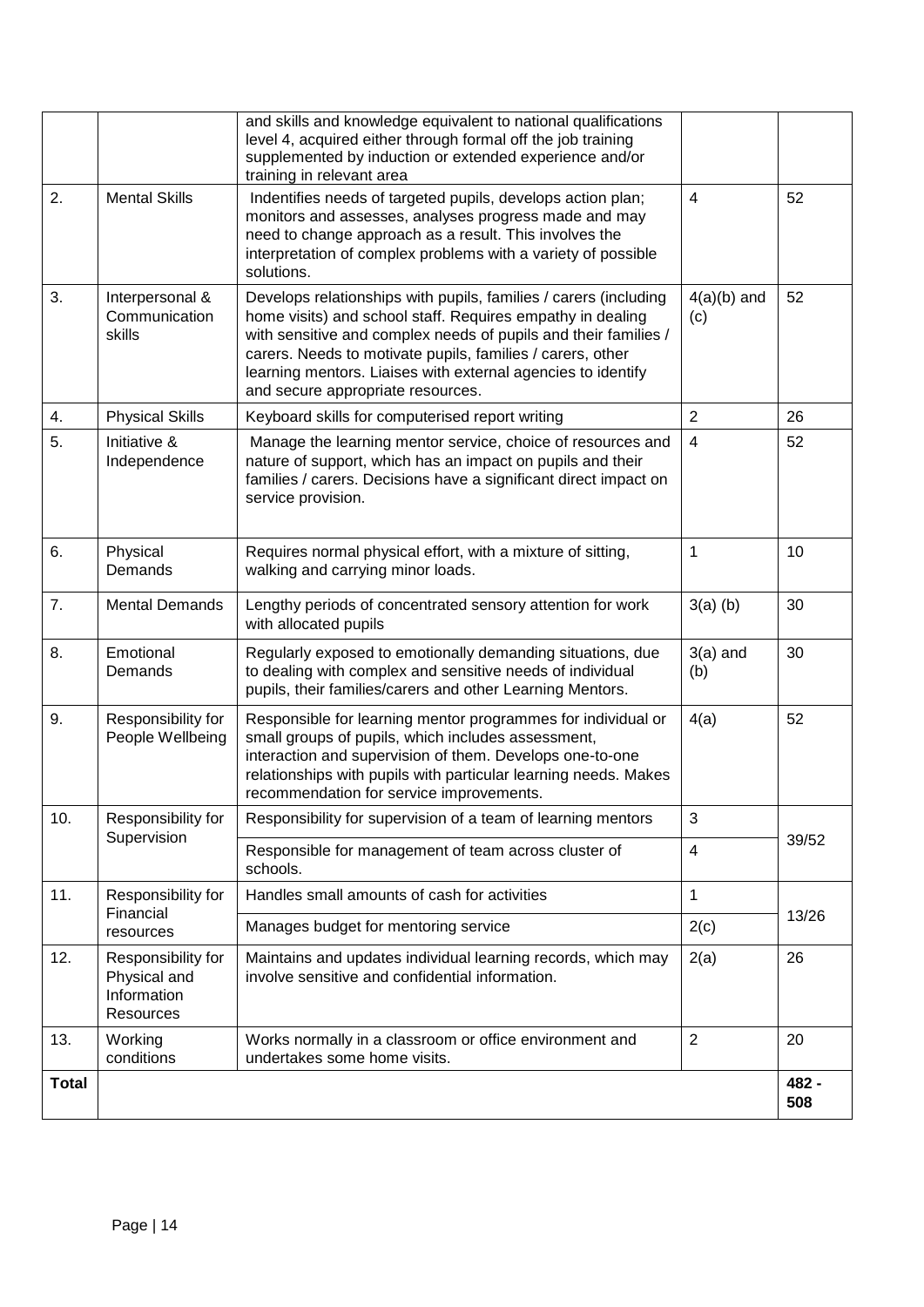| | | | | |
|---|---|---|---|---|
| | | and skills and knowledge equivalent to national qualifications level 4, acquired either through formal off the job training supplemented by induction or extended experience and/or training in relevant area | | |
| 2. | Mental Skills | Indentifies needs of targeted pupils, develops action plan; monitors and assesses, analyses progress made and may need to change approach as a result. This involves the interpretation of complex problems with a variety of possible solutions. | 4 | 52 |
| 3. | Interpersonal & Communication skills | Develops relationships with pupils, families / carers (including home visits) and school staff. Requires empathy in dealing with sensitive and complex needs of pupils and their families / carers. Needs to motivate pupils, families / carers, other learning mentors. Liaises with external agencies to identify and secure appropriate resources. | 4(a)(b) and (c) | 52 |
| 4. | Physical Skills | Keyboard skills for computerised report writing | 2 | 26 |
| 5. | Initiative & Independence | Manage the learning mentor service, choice of resources and nature of support, which has an impact on pupils and their families / carers. Decisions have a significant direct impact on service provision. | 4 | 52 |
| 6. | Physical Demands | Requires normal physical effort, with a mixture of sitting, walking and carrying minor loads. | 1 | 10 |
| 7. | Mental Demands | Lengthy periods of concentrated sensory attention for work with allocated pupils | 3(a) (b) | 30 |
| 8. | Emotional Demands | Regularly exposed to emotionally demanding situations, due to dealing with complex and sensitive needs of individual pupils, their families/carers and other Learning Mentors. | 3(a) and (b) | 30 |
| 9. | Responsibility for People Wellbeing | Responsible for learning mentor programmes for individual or small groups of pupils, which includes assessment, interaction and supervision of them. Develops one-to-one relationships with pupils with particular learning needs. Makes recommendation for service improvements. | 4(a) | 52 |
| 10. | Responsibility for Supervision | Responsibility for supervision of a team of learning mentors | 3 | 39/52 |
| | | Responsible for management of team across cluster of schools. | 4 | |
| 11. | Responsibility for Financial resources | Handles small amounts of cash for activities | 1 | 13/26 |
| | | Manages budget for mentoring service | 2(c) | |
| 12. | Responsibility for Physical and Information Resources | Maintains and updates individual learning records, which may involve sensitive and confidential information. | 2(a) | 26 |
| 13. | Working conditions | Works normally in a classroom or office environment and undertakes some home visits. | 2 | 20 |
| **Total** | | | | **482 - 508** |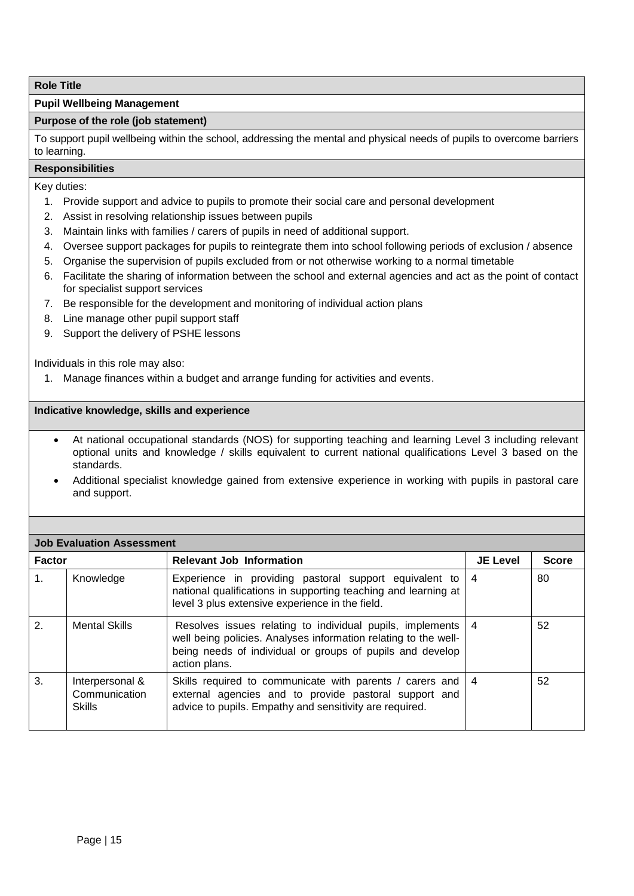**Role Title**

**Pupil Wellbeing Management**

**Purpose of the role (job statement)**

To support pupil wellbeing within the school, addressing the mental and physical needs of pupils to overcome barriers to learning.

**Responsibilities**

Key duties:

1. Provide support and advice to pupils to promote their social care and personal development
2. Assist in resolving relationship issues between pupils
3. Maintain links with families / carers of pupils in need of additional support.
4. Oversee support packages for pupils to reintegrate them into school following periods of exclusion / absence
5. Organise the supervision of pupils excluded from or not otherwise working to a normal timetable
6. Facilitate the sharing of information between the school and external agencies and act as the point of contact for specialist support services
7. Be responsible for the development and monitoring of individual action plans
8. Line manage other pupil support staff
9. Support the delivery of PSHE lessons

Individuals in this role may also:

1. Manage finances within a budget and arrange funding for activities and events.

**Indicative knowledge, skills and experience**

- At national occupational standards (NOS) for supporting teaching and learning Level 3 including relevant optional units and knowledge / skills equivalent to current national qualifications Level 3 based on the standards.
- Additional specialist knowledge gained from extensive experience in working with pupils in pastoral care and support.

**Job Evaluation Assessment**

| Factor | | Relevant Job Information | JE Level | Score |
|---|---|---|---|---|
| 1. | Knowledge | Experience in providing pastoral support equivalent to national qualifications in supporting teaching and learning at level 3 plus extensive experience in the field. | 4 | 80 |
| 2. | Mental Skills | Resolves issues relating to individual pupils, implements well being policies. Analyses information relating to the well-being needs of individual or groups of pupils and develop action plans. | 4 | 52 |
| 3. | Interpersonal & Communication Skills | Skills required to communicate with parents / carers and external agencies and to provide pastoral support and advice to pupils. Empathy and sensitivity are required. | 4 | 52 |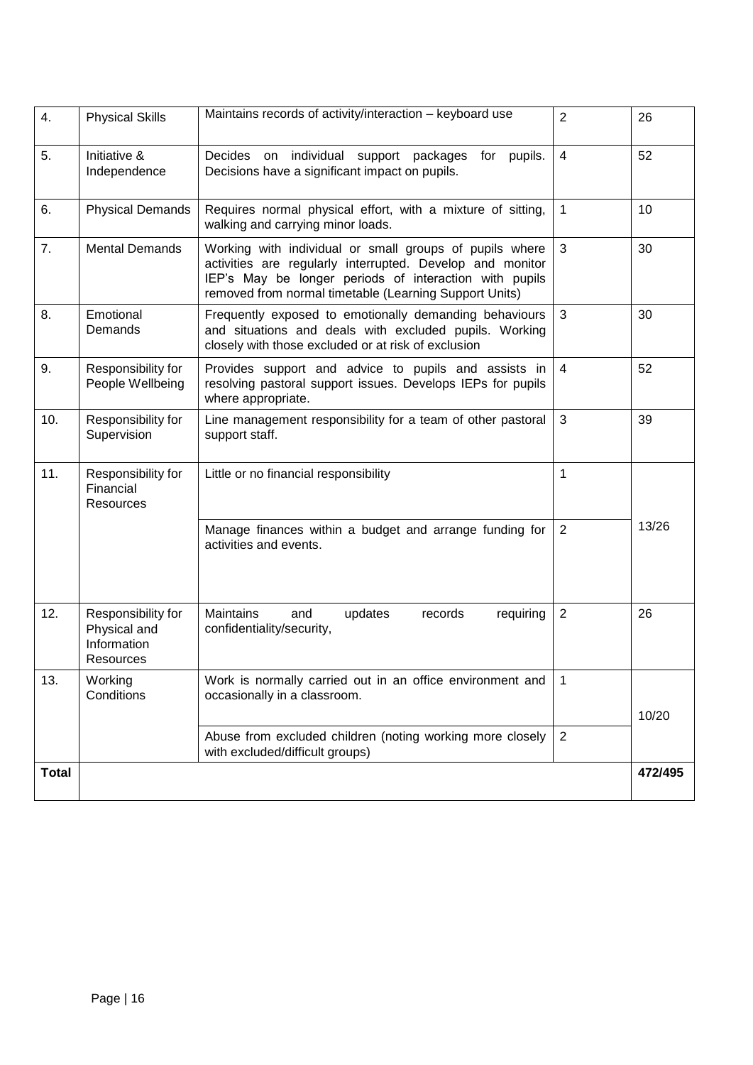| 4. | Physical Skills | Maintains records of activity/interaction – keyboard use | 2 | 26 |
|---|---|---|---|---|
| 5. | Initiative & Independence | Decides on individual support packages for pupils. Decisions have a significant impact on pupils. | 4 | 52 |
| 6. | Physical Demands | Requires normal physical effort, with a mixture of sitting, walking and carrying minor loads. | 1 | 10 |
| 7. | Mental Demands | Working with individual or small groups of pupils where activities are regularly interrupted. Develop and monitor IEP's May be longer periods of interaction with pupils removed from normal timetable (Learning Support Units) | 3 | 30 |
| 8. | Emotional Demands | Frequently exposed to emotionally demanding behaviours and situations and deals with excluded pupils. Working closely with those excluded or at risk of exclusion | 3 | 30 |
| 9. | Responsibility for People Wellbeing | Provides support and advice to pupils and assists in resolving pastoral support issues. Develops IEPs for pupils where appropriate. | 4 | 52 |
| 10. | Responsibility for Supervision | Line management responsibility for a team of other pastoral support staff. | 3 | 39 |
| 11. | Responsibility for Financial Resources | Little or no financial responsibility | 1 | 13/26 |
| | | Manage finances within a budget and arrange funding for activities and events. | 2 | |
| 12. | Responsibility for Physical and Information Resources | Maintains and updates records requiring confidentiality/security, | 2 | 26 |
| 13. | Working Conditions | Work is normally carried out in an office environment and occasionally in a classroom. | 1 | 10/20 |
| | | Abuse from excluded children (noting working more closely with excluded/difficult groups) | 2 | |
| **Total** | | | | **472/495** |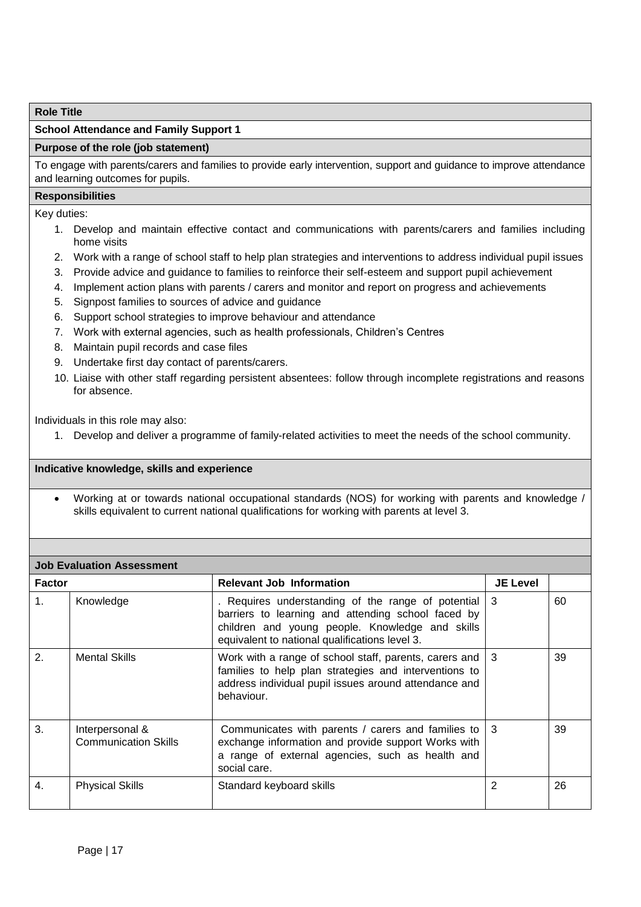**Role Title**

**School Attendance and Family Support 1**

**Purpose of the role (job statement)**

To engage with parents/carers and families to provide early intervention, support and guidance to improve attendance and learning outcomes for pupils.

**Responsibilities**

Key duties:

1. Develop and maintain effective contact and communications with parents/carers and families including home visits
2. Work with a range of school staff to help plan strategies and interventions to address individual pupil issues
3. Provide advice and guidance to families to reinforce their self-esteem and support pupil achievement
4. Implement action plans with parents / carers and monitor and report on progress and achievements
5. Signpost families to sources of advice and guidance
6. Support school strategies to improve behaviour and attendance
7. Work with external agencies, such as health professionals, Children's Centres
8. Maintain pupil records and case files
9. Undertake first day contact of parents/carers.
10. Liaise with other staff regarding persistent absentees: follow through incomplete registrations and reasons for absence.

Individuals in this role may also:

1. Develop and deliver a programme of family-related activities to meet the needs of the school community.

**Indicative knowledge, skills and experience**

- Working at or towards national occupational standards (NOS) for working with parents and knowledge / skills equivalent to current national qualifications for working with parents at level 3.

**Job Evaluation Assessment**

| Factor | | Relevant Job Information | JE Level | |
|---|---|---|---|---|
| 1. | Knowledge | . Requires understanding of the range of potential barriers to learning and attending school faced by children and young people. Knowledge and skills equivalent to national qualifications level 3. | 3 | 60 |
| 2. | Mental Skills | Work with a range of school staff, parents, carers and families to help plan strategies and interventions to address individual pupil issues around attendance and behaviour. | 3 | 39 |
| 3. | Interpersonal & Communication Skills | Communicates with parents / carers and families to exchange information and provide support Works with a range of external agencies, such as health and social care. | 3 | 39 |
| 4. | Physical Skills | Standard keyboard skills | 2 | 26 |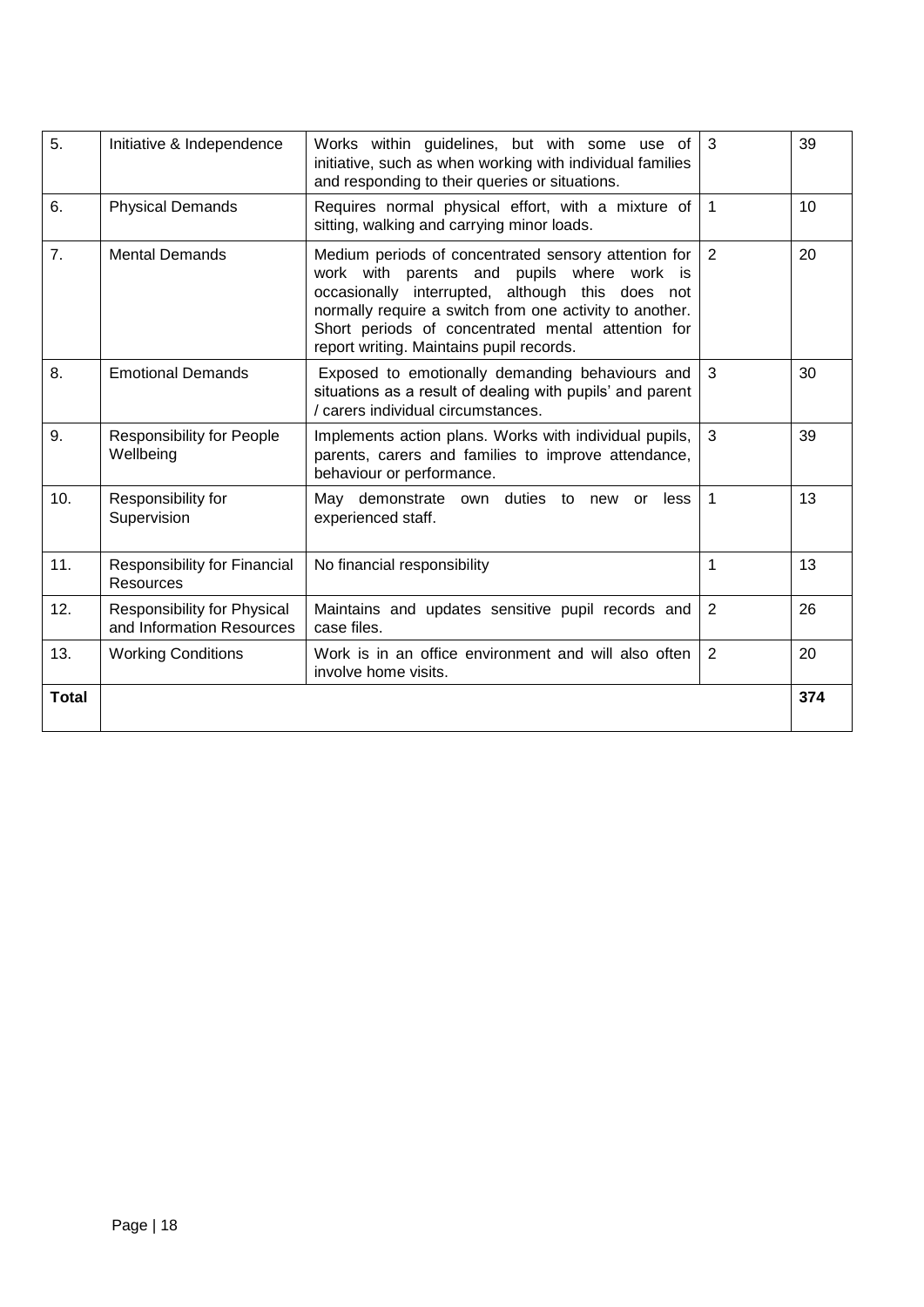| 5. | Initiative & Independence | Works within guidelines, but with some use of initiative, such as when working with individual families and responding to their queries or situations. | 3 | 39 |
|---|---|---|---|---|
| 6. | Physical Demands | Requires normal physical effort, with a mixture of sitting, walking and carrying minor loads. | 1 | 10 |
| 7. | Mental Demands | Medium periods of concentrated sensory attention for work with parents and pupils where work is occasionally interrupted, although this does not normally require a switch from one activity to another. Short periods of concentrated mental attention for report writing. Maintains pupil records. | 2 | 20 |
| 8. | Emotional Demands | Exposed to emotionally demanding behaviours and situations as a result of dealing with pupils' and parent / carers individual circumstances. | 3 | 30 |
| 9. | Responsibility for People Wellbeing | Implements action plans. Works with individual pupils, parents, carers and families to improve attendance, behaviour or performance. | 3 | 39 |
| 10. | Responsibility for Supervision | May demonstrate own duties to new or less experienced staff. | 1 | 13 |
| 11. | Responsibility for Financial Resources | No financial responsibility | 1 | 13 |
| 12. | Responsibility for Physical and Information Resources | Maintains and updates sensitive pupil records and case files. | 2 | 26 |
| 13. | Working Conditions | Work is in an office environment and will also often involve home visits. | 2 | 20 |
| **Total** | | | | **374** |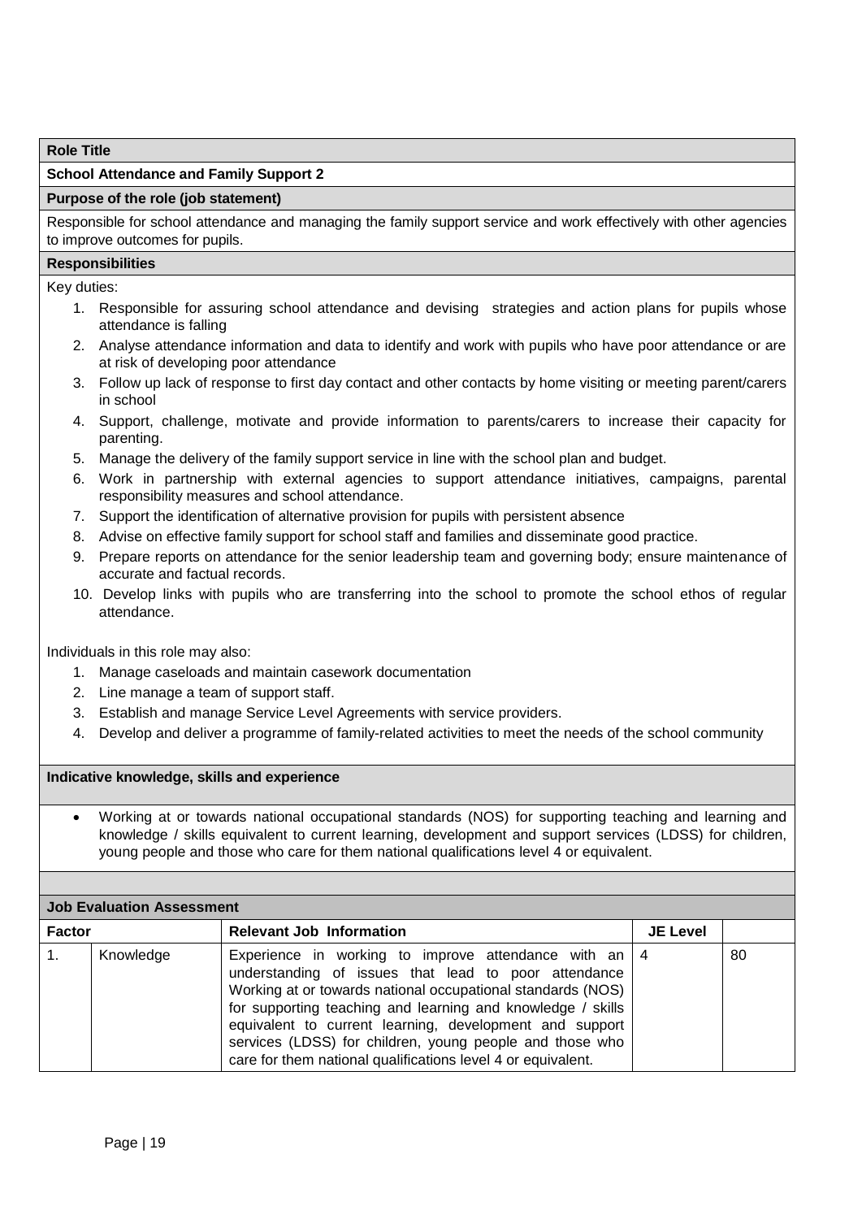**Role Title**

**School Attendance and Family Support 2**

**Purpose of the role (job statement)**

Responsible for school attendance and managing the family support service and work effectively with other agencies to improve outcomes for pupils.

**Responsibilities**

Key duties:

1. Responsible for assuring school attendance and devising strategies and action plans for pupils whose attendance is falling
2. Analyse attendance information and data to identify and work with pupils who have poor attendance or are at risk of developing poor attendance
3. Follow up lack of response to first day contact and other contacts by home visiting or meeting parent/carers in school
4. Support, challenge, motivate and provide information to parents/carers to increase their capacity for parenting.
5. Manage the delivery of the family support service in line with the school plan and budget.
6. Work in partnership with external agencies to support attendance initiatives, campaigns, parental responsibility measures and school attendance.
7. Support the identification of alternative provision for pupils with persistent absence
8. Advise on effective family support for school staff and families and disseminate good practice.
9. Prepare reports on attendance for the senior leadership team and governing body; ensure maintenance of accurate and factual records.
10. Develop links with pupils who are transferring into the school to promote the school ethos of regular attendance.

Individuals in this role may also:

1. Manage caseloads and maintain casework documentation
2. Line manage a team of support staff.
3. Establish and manage Service Level Agreements with service providers.
4. Develop and deliver a programme of family-related activities to meet the needs of the school community

**Indicative knowledge, skills and experience**

- Working at or towards national occupational standards (NOS) for supporting teaching and learning and knowledge / skills equivalent to current learning, development and support services (LDSS) for children, young people and those who care for them national qualifications level 4 or equivalent.

**Job Evaluation Assessment**

| Factor | | Relevant Job Information | JE Level | |
|---|---|---|---|---|
| 1. | Knowledge | Experience in working to improve attendance with an understanding of issues that lead to poor attendance Working at or towards national occupational standards (NOS) for supporting teaching and learning and knowledge / skills equivalent to current learning, development and support services (LDSS) for children, young people and those who care for them national qualifications level 4 or equivalent. | 4 | 80 |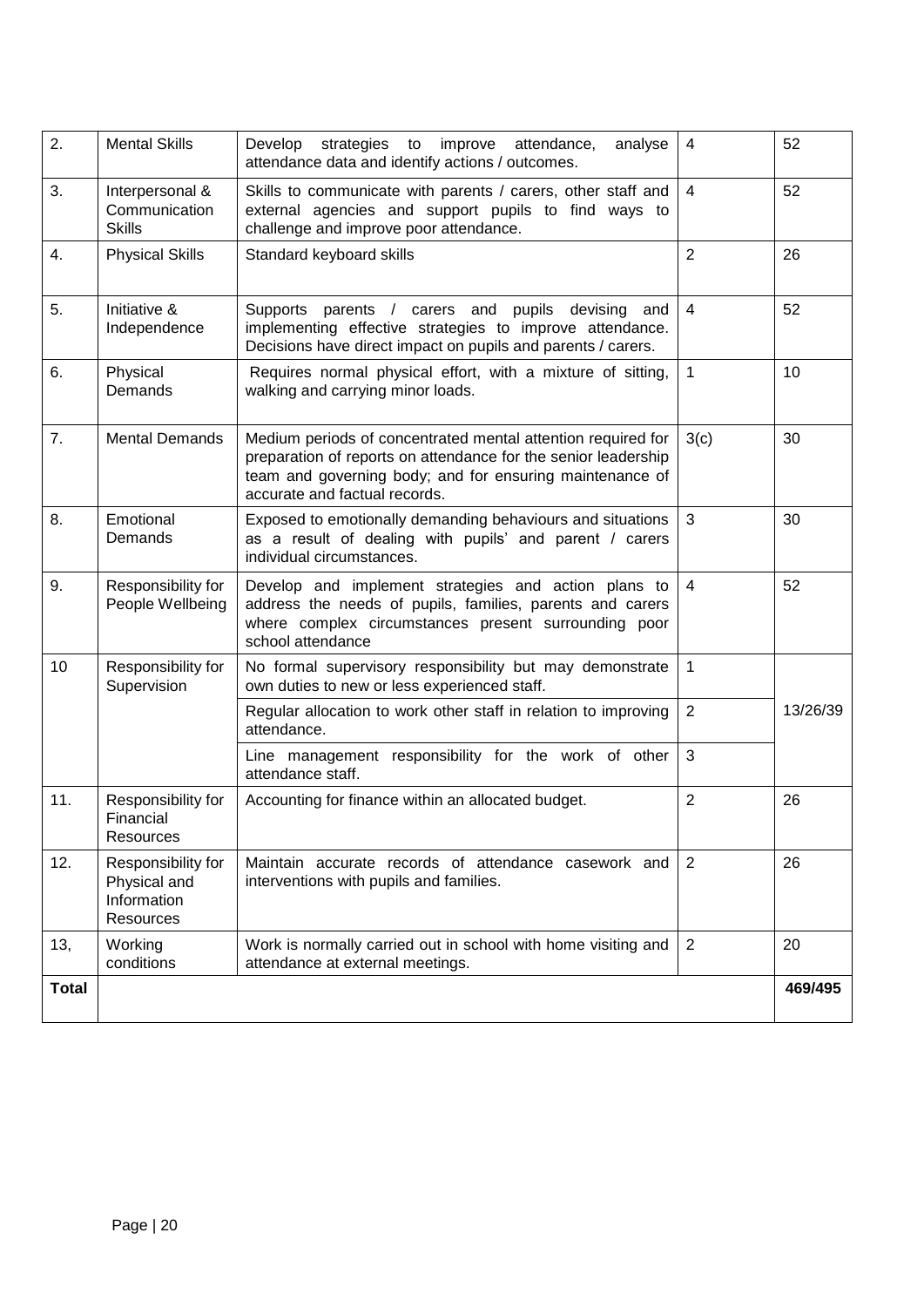| | | | | |
|---|---|---|---|---|
| 2. | Mental Skills | Develop strategies to improve attendance, analyse attendance data and identify actions / outcomes. | 4 | 52 |
| 3. | Interpersonal & Communication Skills | Skills to communicate with parents / carers, other staff and external agencies and support pupils to find ways to challenge and improve poor attendance. | 4 | 52 |
| 4. | Physical Skills | Standard keyboard skills | 2 | 26 |
| 5. | Initiative & Independence | Supports parents / carers and pupils devising and implementing effective strategies to improve attendance. Decisions have direct impact on pupils and parents / carers. | 4 | 52 |
| 6. | Physical Demands | Requires normal physical effort, with a mixture of sitting, walking and carrying minor loads. | 1 | 10 |
| 7. | Mental Demands | Medium periods of concentrated mental attention required for preparation of reports on attendance for the senior leadership team and governing body; and for ensuring maintenance of accurate and factual records. | 3(c) | 30 |
| 8. | Emotional Demands | Exposed to emotionally demanding behaviours and situations as a result of dealing with pupils' and parent / carers individual circumstances. | 3 | 30 |
| 9. | Responsibility for People Wellbeing | Develop and implement strategies and action plans to address the needs of pupils, families, parents and carers where complex circumstances present surrounding poor school attendance | 4 | 52 |
| 10 | Responsibility for Supervision | No formal supervisory responsibility but may demonstrate own duties to new or less experienced staff. | 1 | 13/26/39 |
| | | Regular allocation to work other staff in relation to improving attendance. | 2 | |
| | | Line management responsibility for the work of other attendance staff. | 3 | |
| 11. | Responsibility for Financial Resources | Accounting for finance within an allocated budget. | 2 | 26 |
| 12. | Responsibility for Physical and Information Resources | Maintain accurate records of attendance casework and interventions with pupils and families. | 2 | 26 |
| 13, | Working conditions | Work is normally carried out in school with home visiting and attendance at external meetings. | 2 | 20 |
| **Total** | | | | **469/495** |